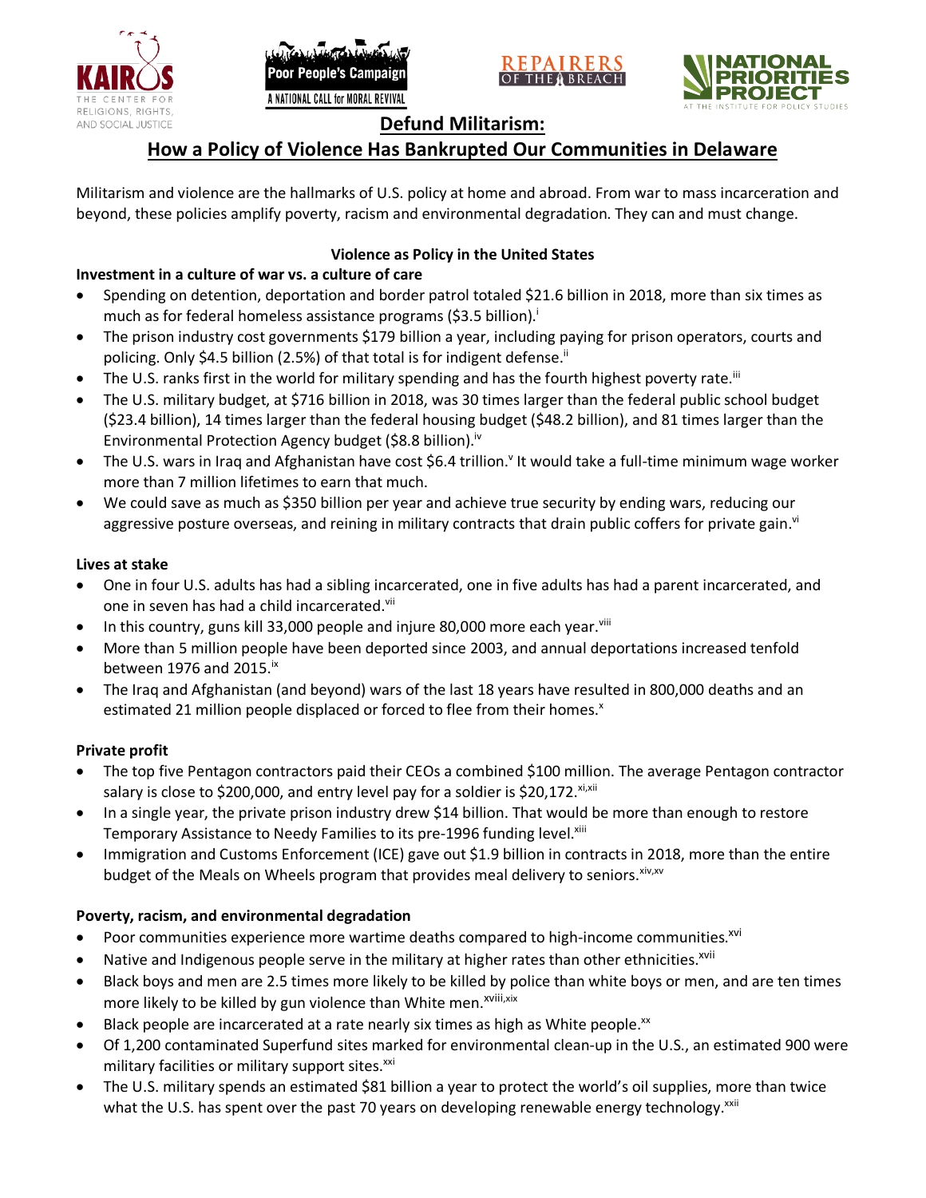# Defund Militarism:

## How a Policy of Violence Has Bankrupted Our Communities in Delaware

Militarism and violence are the hallmarks of U.S. policy at home and abroad. From war to mass incarceration and beyond, these policies amplify poverty, racism and environmental degradation. They can and must change.

### Violence as Policy in the United States

**Investment in a culture of war vs. a culture of care**

- Spending on detention, deportation and border patrol totaled $21.6 billion in 2018, more than six times as much as for federal homeless assistance programs ($3.5 billion).[i]
- The prison industry cost governments $179 billion a year, including paying for prison operators, courts and policing. Only $4.5 billion (2.5%) of that total is for indigent defense.[ii]
- The U.S. ranks first in the world for military spending and has the fourth highest poverty rate.[iii]
- The U.S. military budget, at $716 billion in 2018, was 30 times larger than the federal public school budget ($23.4 billion), 14 times larger than the federal housing budget ($48.2 billion), and 81 times larger than the Environmental Protection Agency budget ($8.8 billion).[iv]
- The U.S. wars in Iraq and Afghanistan have cost $6.4 trillion.[v] It would take a full-time minimum wage worker more than 7 million lifetimes to earn that much.
- We could save as much as $350 billion per year and achieve true security by ending wars, reducing our aggressive posture overseas, and reining in military contracts that drain public coffers for private gain.[vi]

**Lives at stake**

- One in four U.S. adults has had a sibling incarcerated, one in five adults has had a parent incarcerated, and one in seven has had a child incarcerated.[vii]
- In this country, guns kill 33,000 people and injure 80,000 more each year.[viii]
- More than 5 million people have been deported since 2003, and annual deportations increased tenfold between 1976 and 2015.[ix]
- The Iraq and Afghanistan (and beyond) wars of the last 18 years have resulted in 800,000 deaths and an estimated 21 million people displaced or forced to flee from their homes.[x]

**Private profit**

- The top five Pentagon contractors paid their CEOs a combined $100 million. The average Pentagon contractor salary is close to $200,000, and entry level pay for a soldier is $20,172.[xi,xii]
- In a single year, the private prison industry drew $14 billion. That would be more than enough to restore Temporary Assistance to Needy Families to its pre-1996 funding level.[xiii]
- Immigration and Customs Enforcement (ICE) gave out $1.9 billion in contracts in 2018, more than the entire budget of the Meals on Wheels program that provides meal delivery to seniors.[xiv,xv]

**Poverty, racism, and environmental degradation**

- Poor communities experience more wartime deaths compared to high-income communities.[xvi]
- Native and Indigenous people serve in the military at higher rates than other ethnicities.[xvii]
- Black boys and men are 2.5 times more likely to be killed by police than white boys or men, and are ten times more likely to be killed by gun violence than White men.[xviii,xix]
- Black people are incarcerated at a rate nearly six times as high as White people.[xx]
- Of 1,200 contaminated Superfund sites marked for environmental clean-up in the U.S., an estimated 900 were military facilities or military support sites.[xxi]
- The U.S. military spends an estimated $81 billion a year to protect the world's oil supplies, more than twice what the U.S. has spent over the past 70 years on developing renewable energy technology.[xxii]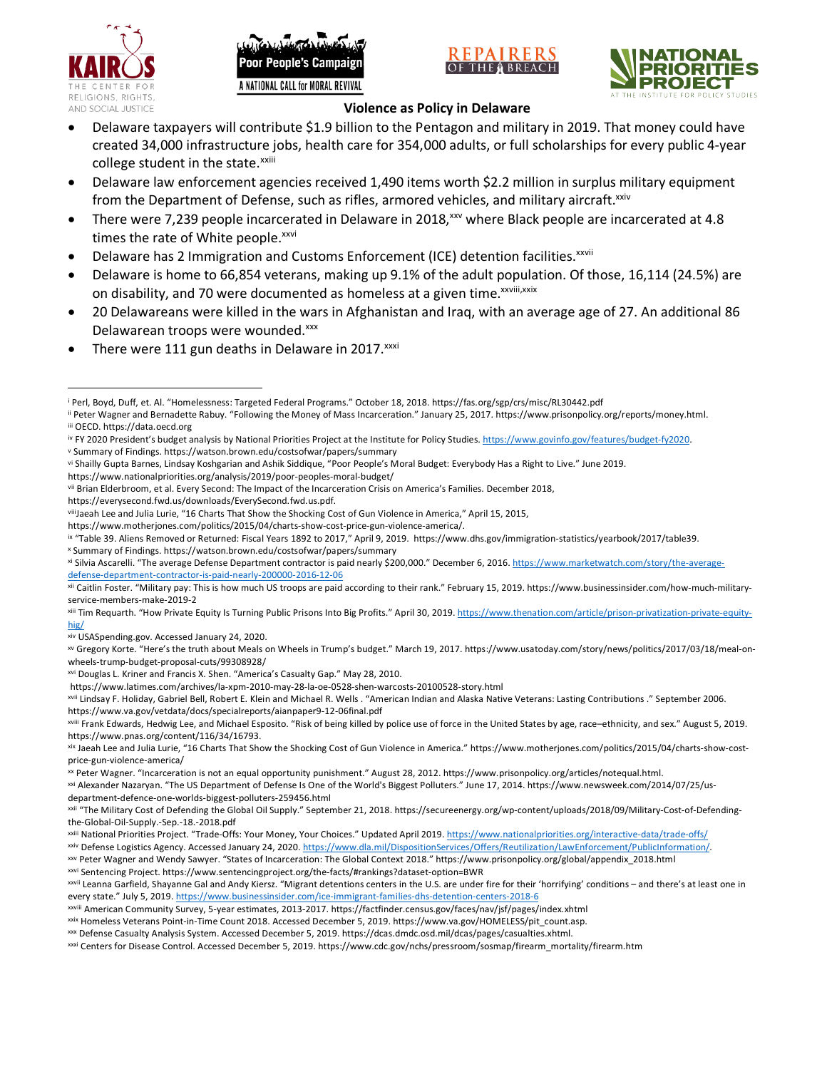## Violence as Policy in Delaware

- Delaware taxpayers will contribute $1.9 billion to the Pentagon and military in 2019. That money could have created 34,000 infrastructure jobs, health care for 354,000 adults, or full scholarships for every public 4-year college student in the state.[xxiii]
- Delaware law enforcement agencies received 1,490 items worth $2.2 million in surplus military equipment from the Department of Defense, such as rifles, armored vehicles, and military aircraft.[xxiv]
- There were 7,239 people incarcerated in Delaware in 2018,[xxv] where Black people are incarcerated at 4.8 times the rate of White people.[xxvi]
- Delaware has 2 Immigration and Customs Enforcement (ICE) detention facilities.[xxvii]
- Delaware is home to 66,854 veterans, making up 9.1% of the adult population. Of those, 16,114 (24.5%) are on disability, and 70 were documented as homeless at a given time.[xxviii,xxix]
- 20 Delawareans were killed in the wars in Afghanistan and Iraq, with an average age of 27. An additional 86 Delawarean troops were wounded.[xxx]
- There were 111 gun deaths in Delaware in 2017.[xxxi]

---

[i] Perl, Boyd, Duff, et. Al. "Homelessness: Targeted Federal Programs." October 18, 2018. https://fas.org/sgp/crs/misc/RL30442.pdf

[ii] Peter Wagner and Bernadette Rabuy. "Following the Money of Mass Incarceration." January 25, 2017. https://www.prisonpolicy.org/reports/money.html.

[iii] OECD. https://data.oecd.org

[iv] FY 2020 President's budget analysis by National Priorities Project at the Institute for Policy Studies. https://www.govinfo.gov/features/budget-fy2020.

[v] Summary of Findings. https://watson.brown.edu/costsofwar/papers/summary

[vi] Shailly Gupta Barnes, Lindsay Koshgarian and Ashik Siddique, "Poor People's Moral Budget: Everybody Has a Right to Live." June 2019. https://www.nationalpriorities.org/analysis/2019/poor-peoples-moral-budget/

[vii] Brian Elderbroom, et al. Every Second: The Impact of the Incarceration Crisis on America's Families. December 2018, https://everysecond.fwd.us/downloads/EverySecond.fwd.us.pdf.

[viii] Jaeah Lee and Julia Lurie, "16 Charts That Show the Shocking Cost of Gun Violence in America," April 15, 2015, https://www.motherjones.com/politics/2015/04/charts-show-cost-price-gun-violence-america/.

[ix] "Table 39. Aliens Removed or Returned: Fiscal Years 1892 to 2017," April 9, 2019. https://www.dhs.gov/immigration-statistics/yearbook/2017/table39.

[x] Summary of Findings. https://watson.brown.edu/costsofwar/papers/summary

[xi] Silvia Ascarelli. "The average Defense Department contractor is paid nearly $200,000." December 6, 2016. https://www.marketwatch.com/story/the-average-defense-department-contractor-is-paid-nearly-200000-2016-12-06

[xii] Caitlin Foster. "Military pay: This is how much US troops are paid according to their rank." February 15, 2019. https://www.businessinsider.com/how-much-military-service-members-make-2019-2

[xiii] Tim Requarth. "How Private Equity Is Turning Public Prisons Into Big Profits." April 30, 2019. https://www.thenation.com/article/prison-privatization-private-equity-hig/

[xiv] USASpending.gov. Accessed January 24, 2020.

[xv] Gregory Korte. "Here's the truth about Meals on Wheels in Trump's budget." March 19, 2017. https://www.usatoday.com/story/news/politics/2017/03/18/meal-on-wheels-trump-budget-proposal-cuts/99308928/

[xvi] Douglas L. Kriner and Francis X. Shen. "America's Casualty Gap." May 28, 2010. https://www.latimes.com/archives/la-xpm-2010-may-28-la-oe-0528-shen-warcosts-20100528-story.html

[xvii] Lindsay F. Holiday, Gabriel Bell, Robert E. Klein and Michael R. Wells . "American Indian and Alaska Native Veterans: Lasting Contributions ." September 2006. https://www.va.gov/vetdata/docs/specialreports/aianpaper9-12-06final.pdf

[xviii] Frank Edwards, Hedwig Lee, and Michael Esposito. "Risk of being killed by police use of force in the United States by age, race–ethnicity, and sex." August 5, 2019. https://www.pnas.org/content/116/34/16793.

[xix] Jaeah Lee and Julia Lurie, "16 Charts That Show the Shocking Cost of Gun Violence in America." https://www.motherjones.com/politics/2015/04/charts-show-cost-price-gun-violence-america/

[xx] Peter Wagner. "Incarceration is not an equal opportunity punishment." August 28, 2012. https://www.prisonpolicy.org/articles/notequal.html.

[xxi] Alexander Nazaryan. "The US Department of Defense Is One of the World's Biggest Polluters." June 17, 2014. https://www.newsweek.com/2014/07/25/us-department-defence-one-worlds-biggest-polluters-259456.html

[xxii] "The Military Cost of Defending the Global Oil Supply." September 21, 2018. https://secureenergy.org/wp-content/uploads/2018/09/Military-Cost-of-Defending-the-Global-Oil-Supply.-Sep.-18.-2018.pdf

[xxiii] National Priorities Project. "Trade-Offs: Your Money, Your Choices." Updated April 2019. https://www.nationalpriorities.org/interactive-data/trade-offs/

[xxiv] Defense Logistics Agency. Accessed January 24, 2020. https://www.dla.mil/DispositionServices/Offers/Reutilization/LawEnforcement/PublicInformation/.

[xxv] Peter Wagner and Wendy Sawyer. "States of Incarceration: The Global Context 2018." https://www.prisonpolicy.org/global/appendix_2018.html

[xxvi] Sentencing Project. https://www.sentencingproject.org/the-facts/#rankings?dataset-option=BWR

[xxvii] Leanna Garfield, Shayanne Gal and Andy Kiersz. "Migrant detentions centers in the U.S. are under fire for their 'horrifying' conditions – and there's at least one in every state." July 5, 2019. https://www.businessinsider.com/ice-immigrant-families-dhs-detention-centers-2018-6

[xxviii] American Community Survey, 5-year estimates, 2013-2017. https://factfinder.census.gov/faces/nav/jsf/pages/index.xhtml

[xxix] Homeless Veterans Point-in-Time Count 2018. Accessed December 5, 2019. https://www.va.gov/HOMELESS/pit_count.asp.

[xxx] Defense Casualty Analysis System. Accessed December 5, 2019. https://dcas.dmdc.osd.mil/dcas/pages/casualties.xhtml.

[xxxi] Centers for Disease Control. Accessed December 5, 2019. https://www.cdc.gov/nchs/pressroom/sosmap/firearm_mortality/firearm.htm